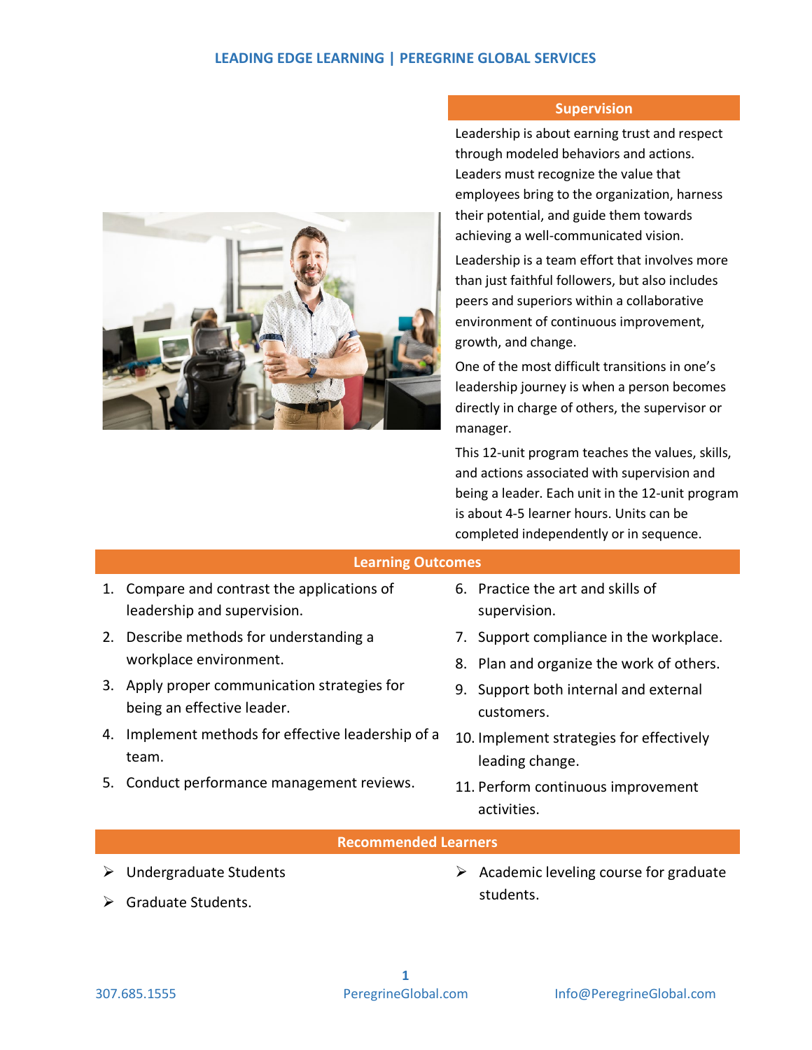## Supervision

Leadership is about earning trust and respect through modeled behaviors and actions. Leaders must recognize the value that employees bring to the organization, harness their potential, and guide them towards achieving a well-communicated vision.

Leadership is a team effort that involves more than just faithful followers, but also includes peers and superiors within a collaborative environment of continuous improvement, growth, and change.

One of the most difficult transitions in one's leadership journey is when a person becomes directly in charge of others, the supervisor or manager.

This 12-unit program teaches the values, skills, and actions associated with supervision and being a leader. Each unit in the 12-unit program is about 4-5 learner hours. Units can be completed independently or in sequence.

## Learning Outcomes

1. Compare and contrast the applications of leadership and supervision.
2. Describe methods for understanding a workplace environment.
3. Apply proper communication strategies for being an effective leader.
4. Implement methods for effective leadership of a team.
5. Conduct performance management reviews.
6. Practice the art and skills of supervision.
7. Support compliance in the workplace.
8. Plan and organize the work of others.
9. Support both internal and external customers.
10. Implement strategies for effectively leading change.
11. Perform continuous improvement activities.

## Recommended Learners

- Undergraduate Students
- Graduate Students.
- Academic leveling course for graduate students.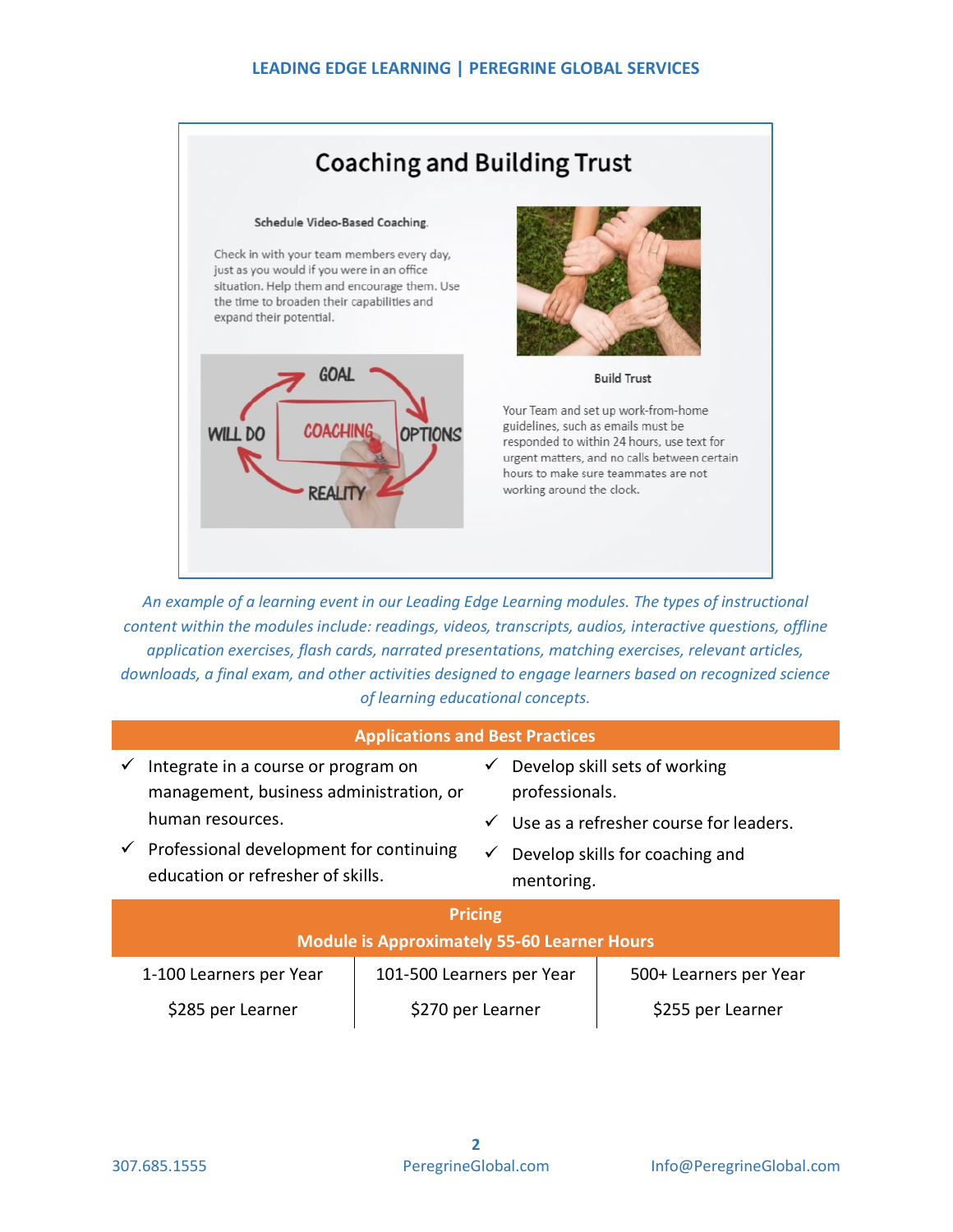## Coaching and Building Trust

**Schedule Video-Based Coaching.**

Check in with your team members every day, just as you would if you were in an office situation. Help them and encourage them. Use the time to broaden their capabilities and expand their potential.

GOAL

OPTIONS

REALITY

WILL DO

COACHING

**Build Trust**

Your Team and set up work-from-home guidelines, such as emails must be responded to within 24 hours, use text for urgent matters, and no calls between certain hours to make sure teammates are not working around the clock.

*An example of a learning event in our Leading Edge Learning modules. The types of instructional content within the modules include: readings, videos, transcripts, audios, interactive questions, offline application exercises, flash cards, narrated presentations, matching exercises, relevant articles, downloads, a final exam, and other activities designed to engage learners based on recognized science of learning educational concepts.*

## Applications and Best Practices

- ✓ Integrate in a course or program on management, business administration, or human resources.
- ✓ Professional development for continuing education or refresher of skills.
- ✓ Develop skill sets of working professionals.
- ✓ Use as a refresher course for leaders.
- ✓ Develop skills for coaching and mentoring.

## Pricing

**Module is Approximately 55-60 Learner Hours**

| 1-100 Learners per Year | 101-500 Learners per Year | 500+ Learners per Year |
|---|---|---|
| $285 per Learner | $270 per Learner | $255 per Learner |

307.685.1555 PeregrineGlobal.com Info@PeregrineGlobal.com